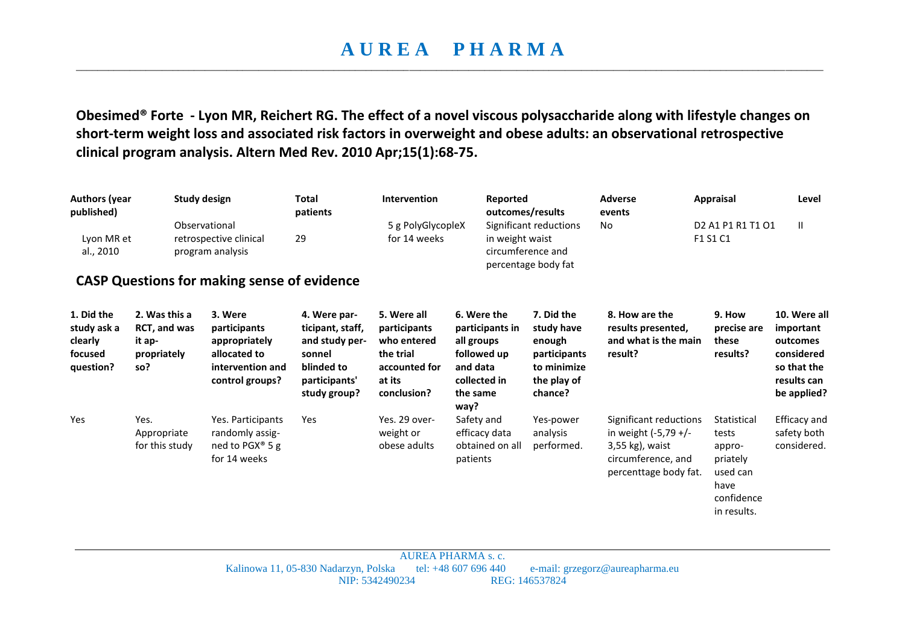**Obesimed® Forte - Lyon MR, Reichert RG. The effect of a novel viscous polysaccharide along with lifestyle changes on short-term weight loss and associated risk factors in overweight and obese adults: an observational retrospective clinical program analysis. Altern Med Rev. 2010 Apr;15(1):68-75.**

| Authors (year published) | Study design | Total patients | Intervention | Reported outcomes/results | Adverse events | Appraisal | Level |
|---|---|---|---|---|---|---|---|
| Lyon MR et al., 2010 | Observational retrospective clinical program analysis | 29 | 5 g PolyGlycopleX for 14 weeks | Significant reductions in weight waist circumference and percentage body fat | No | D2 A1 P1 R1 T1 O1 F1 S1 C1 | II |

## CASP Questions for making sense of evidence

| 1. Did the study ask a clearly focused question? | 2. Was this a RCT, and was it appropriately so? | 3. Were participants appropriately allocated to intervention and control groups? | 4. Were participant, staff, and study personnel blinded to participants' study group? | 5. Were all participants who entered the trial accounted for at its conclusion? | 6. Were the participants in all groups followed up and data collected in the same way? | 7. Did the study have enough participants to minimize the play of chance? | 8. How are the results presented, and what is the main result? | 9. How precise are these results? | 10. Were all important outcomes considered so that the results can be applied? |
|---|---|---|---|---|---|---|---|---|---|
| Yes | Yes. Appropriate for this study | Yes. Participants randomly assigned to PGX® 5 g for 14 weeks | Yes | Yes. 29 overweight or obese adults | Safety and efficacy data obtained on all patients | Yes-power analysis performed. | Significant reductions in weight (-5,79 +/- 3,55 kg), waist circumference, and percenttage body fat. | Statistical tests appropriately used can have confidence in results. | Efficacy and safety both considered. |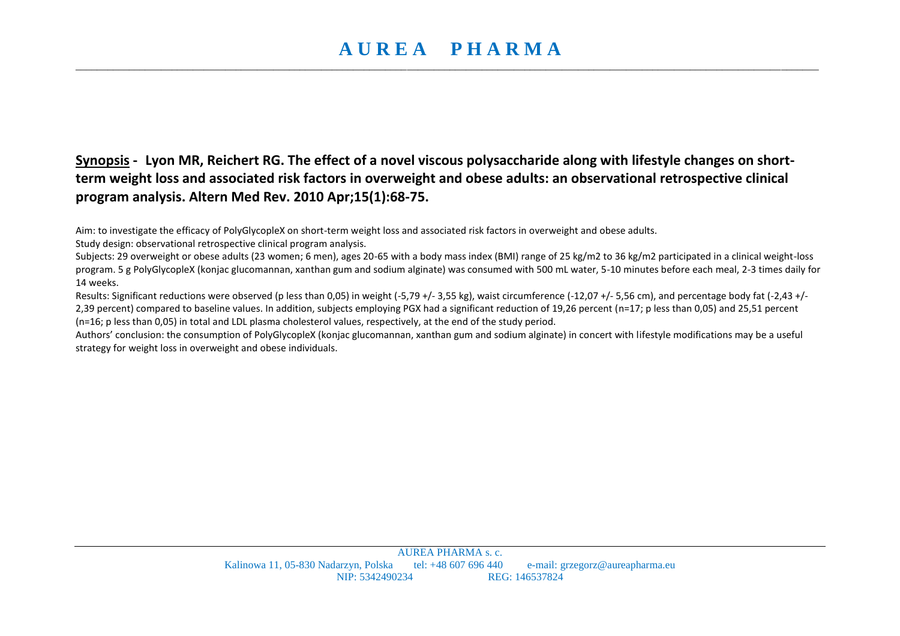**Synopsis - Lyon MR, Reichert RG. The effect of a novel viscous polysaccharide along with lifestyle changes on short-term weight loss and associated risk factors in overweight and obese adults: an observational retrospective clinical program analysis. Altern Med Rev. 2010 Apr;15(1):68-75.**

Aim: to investigate the efficacy of PolyGlycopleX on short-term weight loss and associated risk factors in overweight and obese adults.

Study design: observational retrospective clinical program analysis.

Subjects: 29 overweight or obese adults (23 women; 6 men), ages 20-65 with a body mass index (BMI) range of 25 kg/m2 to 36 kg/m2 participated in a clinical weight-loss program. 5 g PolyGlycopleX (konjac glucomannan, xanthan gum and sodium alginate) was consumed with 500 mL water, 5-10 minutes before each meal, 2-3 times daily for 14 weeks.

Results: Significant reductions were observed (p less than 0,05) in weight (-5,79 +/- 3,55 kg), waist circumference (-12,07 +/- 5,56 cm), and percentage body fat (-2,43 +/- 2,39 percent) compared to baseline values. In addition, subjects employing PGX had a significant reduction of 19,26 percent (n=17; p less than 0,05) and 25,51 percent (n=16; p less than 0,05) in total and LDL plasma cholesterol values, respectively, at the end of the study period.

Authors' conclusion: the consumption of PolyGlycopleX (konjac glucomannan, xanthan gum and sodium alginate) in concert with lifestyle modifications may be a useful strategy for weight loss in overweight and obese individuals.